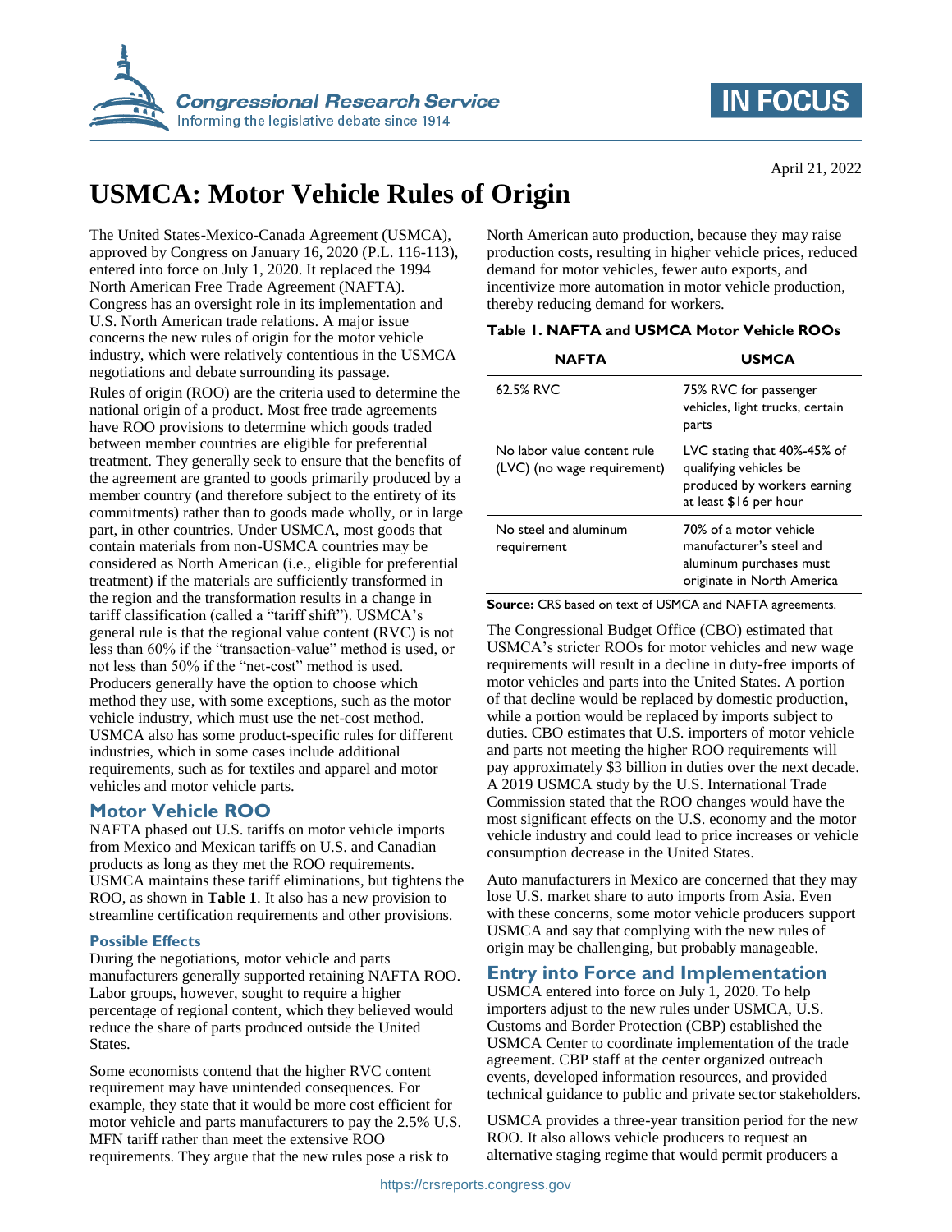# USMCA: Motor Vehicle Rules of Origin

April 21, 2022

The United States-Mexico-Canada Agreement (USMCA), approved by Congress on January 16, 2020 (P.L. 116-113), entered into force on July 1, 2020. It replaced the 1994 North American Free Trade Agreement (NAFTA). Congress has an oversight role in its implementation and U.S. North American trade relations. A major issue concerns the new rules of origin for the motor vehicle industry, which were relatively contentious in the USMCA negotiations and debate surrounding its passage.

Rules of origin (ROO) are the criteria used to determine the national origin of a product. Most free trade agreements have ROO provisions to determine which goods traded between member countries are eligible for preferential treatment. They generally seek to ensure that the benefits of the agreement are granted to goods primarily produced by a member country (and therefore subject to the entirety of its commitments) rather than to goods made wholly, or in large part, in other countries. Under USMCA, most goods that contain materials from non-USMCA countries may be considered as North American (i.e., eligible for preferential treatment) if the materials are sufficiently transformed in the region and the transformation results in a change in tariff classification (called a "tariff shift"). USMCA's general rule is that the regional value content (RVC) is not less than 60% if the "transaction-value" method is used, or not less than 50% if the "net-cost" method is used. Producers generally have the option to choose which method they use, with some exceptions, such as the motor vehicle industry, which must use the net-cost method. USMCA also has some product-specific rules for different industries, which in some cases include additional requirements, such as for textiles and apparel and motor vehicles and motor vehicle parts.

## Motor Vehicle ROO

NAFTA phased out U.S. tariffs on motor vehicle imports from Mexico and Mexican tariffs on U.S. and Canadian products as long as they met the ROO requirements. USMCA maintains these tariff eliminations, but tightens the ROO, as shown in **Table 1**. It also has a new provision to streamline certification requirements and other provisions.

### Possible Effects

During the negotiations, motor vehicle and parts manufacturers generally supported retaining NAFTA ROO. Labor groups, however, sought to require a higher percentage of regional content, which they believed would reduce the share of parts produced outside the United States.

Some economists contend that the higher RVC content requirement may have unintended consequences. For example, they state that it would be more cost efficient for motor vehicle and parts manufacturers to pay the 2.5% U.S. MFN tariff rather than meet the extensive ROO requirements. They argue that the new rules pose a risk to North American auto production, because they may raise production costs, resulting in higher vehicle prices, reduced demand for motor vehicles, fewer auto exports, and incentivize more automation in motor vehicle production, thereby reducing demand for workers.

**Table 1. NAFTA and USMCA Motor Vehicle ROOs**

| NAFTA | USMCA |
| --- | --- |
| 62.5% RVC | 75% RVC for passenger vehicles, light trucks, certain parts |
| No labor value content rule (LVC) (no wage requirement) | LVC stating that 40%-45% of qualifying vehicles be produced by workers earning at least $16 per hour |
| No steel and aluminum requirement | 70% of a motor vehicle manufacturer's steel and aluminum purchases must originate in North America |

**Source:** CRS based on text of USMCA and NAFTA agreements.

The Congressional Budget Office (CBO) estimated that USMCA's stricter ROOs for motor vehicles and new wage requirements will result in a decline in duty-free imports of motor vehicles and parts into the United States. A portion of that decline would be replaced by domestic production, while a portion would be replaced by imports subject to duties. CBO estimates that U.S. importers of motor vehicle and parts not meeting the higher ROO requirements will pay approximately $3 billion in duties over the next decade. A 2019 USMCA study by the U.S. International Trade Commission stated that the ROO changes would have the most significant effects on the U.S. economy and the motor vehicle industry and could lead to price increases or vehicle consumption decrease in the United States.

Auto manufacturers in Mexico are concerned that they may lose U.S. market share to auto imports from Asia. Even with these concerns, some motor vehicle producers support USMCA and say that complying with the new rules of origin may be challenging, but probably manageable.

## Entry into Force and Implementation

USMCA entered into force on July 1, 2020. To help importers adjust to the new rules under USMCA, U.S. Customs and Border Protection (CBP) established the USMCA Center to coordinate implementation of the trade agreement. CBP staff at the center organized outreach events, developed information resources, and provided technical guidance to public and private sector stakeholders.

USMCA provides a three-year transition period for the new ROO. It also allows vehicle producers to request an alternative staging regime that would permit producers a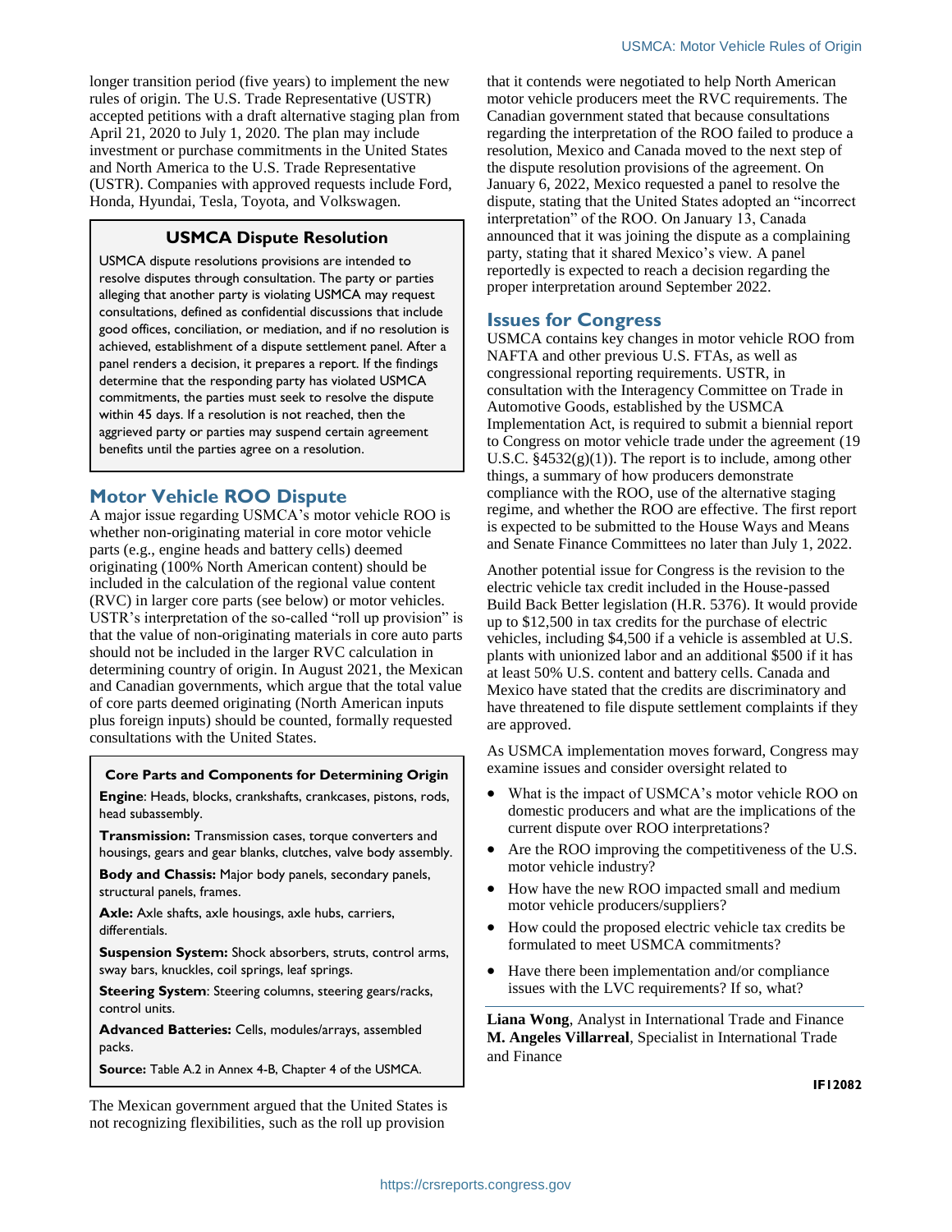longer transition period (five years) to implement the new rules of origin. The U.S. Trade Representative (USTR) accepted petitions with a draft alternative staging plan from April 21, 2020 to July 1, 2020. The plan may include investment or purchase commitments in the United States and North America to the U.S. Trade Representative (USTR). Companies with approved requests include Ford, Honda, Hyundai, Tesla, Toyota, and Volkswagen.

### USMCA Dispute Resolution

USMCA dispute resolutions provisions are intended to resolve disputes through consultation. The party or parties alleging that another party is violating USMCA may request consultations, defined as confidential discussions that include good offices, conciliation, or mediation, and if no resolution is achieved, establishment of a dispute settlement panel. After a panel renders a decision, it prepares a report. If the findings determine that the responding party has violated USMCA commitments, the parties must seek to resolve the dispute within 45 days. If a resolution is not reached, then the aggrieved party or parties may suspend certain agreement benefits until the parties agree on a resolution.

## Motor Vehicle ROO Dispute

A major issue regarding USMCA's motor vehicle ROO is whether non-originating material in core motor vehicle parts (e.g., engine heads and battery cells) deemed originating (100% North American content) should be included in the calculation of the regional value content (RVC) in larger core parts (see below) or motor vehicles. USTR's interpretation of the so-called "roll up provision" is that the value of non-originating materials in core auto parts should not be included in the larger RVC calculation in determining country of origin. In August 2021, the Mexican and Canadian governments, which argue that the total value of core parts deemed originating (North American inputs plus foreign inputs) should be counted, formally requested consultations with the United States.

### Core Parts and Components for Determining Origin

**Engine**: Heads, blocks, crankshafts, crankcases, pistons, rods, head subassembly.

**Transmission:** Transmission cases, torque converters and housings, gears and gear blanks, clutches, valve body assembly.

**Body and Chassis:** Major body panels, secondary panels, structural panels, frames.

**Axle:** Axle shafts, axle housings, axle hubs, carriers, differentials.

**Suspension System:** Shock absorbers, struts, control arms, sway bars, knuckles, coil springs, leaf springs.

**Steering System**: Steering columns, steering gears/racks, control units.

**Advanced Batteries:** Cells, modules/arrays, assembled packs.

**Source:** Table A.2 in Annex 4-B, Chapter 4 of the USMCA.

The Mexican government argued that the United States is not recognizing flexibilities, such as the roll up provision that it contends were negotiated to help North American motor vehicle producers meet the RVC requirements. The Canadian government stated that because consultations regarding the interpretation of the ROO failed to produce a resolution, Mexico and Canada moved to the next step of the dispute resolution provisions of the agreement. On January 6, 2022, Mexico requested a panel to resolve the dispute, stating that the United States adopted an "incorrect interpretation" of the ROO. On January 13, Canada announced that it was joining the dispute as a complaining party, stating that it shared Mexico's view. A panel reportedly is expected to reach a decision regarding the proper interpretation around September 2022.

## Issues for Congress

USMCA contains key changes in motor vehicle ROO from NAFTA and other previous U.S. FTAs, as well as congressional reporting requirements. USTR, in consultation with the Interagency Committee on Trade in Automotive Goods, established by the USMCA Implementation Act, is required to submit a biennial report to Congress on motor vehicle trade under the agreement (19 U.S.C. §4532(g)(1)). The report is to include, among other things, a summary of how producers demonstrate compliance with the ROO, use of the alternative staging regime, and whether the ROO are effective. The first report is expected to be submitted to the House Ways and Means and Senate Finance Committees no later than July 1, 2022.

Another potential issue for Congress is the revision to the electric vehicle tax credit included in the House-passed Build Back Better legislation (H.R. 5376). It would provide up to $12,500 in tax credits for the purchase of electric vehicles, including $4,500 if a vehicle is assembled at U.S. plants with unionized labor and an additional $500 if it has at least 50% U.S. content and battery cells. Canada and Mexico have stated that the credits are discriminatory and have threatened to file dispute settlement complaints if they are approved.

As USMCA implementation moves forward, Congress may examine issues and consider oversight related to

- What is the impact of USMCA's motor vehicle ROO on domestic producers and what are the implications of the current dispute over ROO interpretations?
- Are the ROO improving the competitiveness of the U.S. motor vehicle industry?
- How have the new ROO impacted small and medium motor vehicle producers/suppliers?
- How could the proposed electric vehicle tax credits be formulated to meet USMCA commitments?
- Have there been implementation and/or compliance issues with the LVC requirements? If so, what?

**Liana Wong**, Analyst in International Trade and Finance
**M. Angeles Villarreal**, Specialist in International Trade and Finance

**IF12082**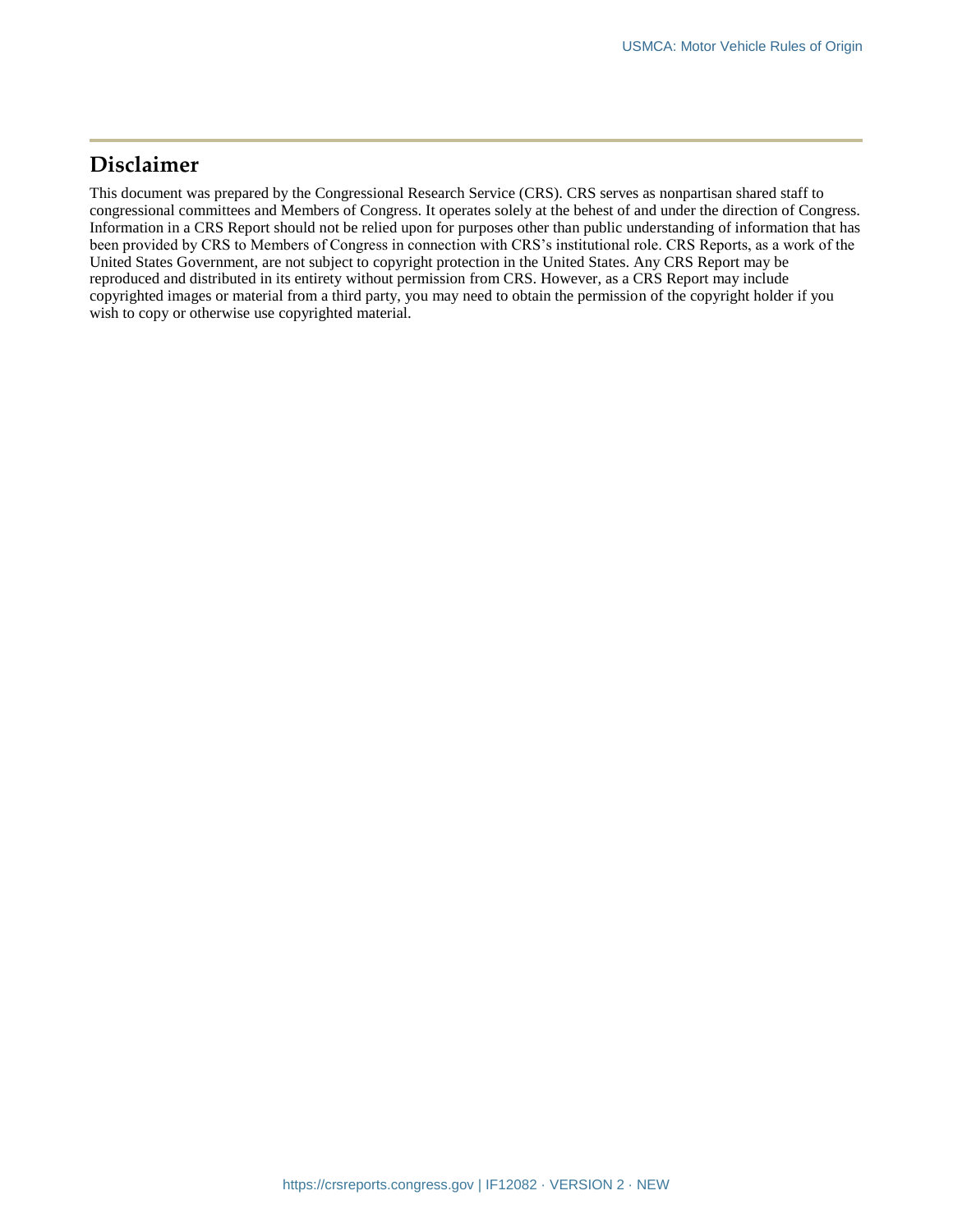## Disclaimer

This document was prepared by the Congressional Research Service (CRS). CRS serves as nonpartisan shared staff to congressional committees and Members of Congress. It operates solely at the behest of and under the direction of Congress. Information in a CRS Report should not be relied upon for purposes other than public understanding of information that has been provided by CRS to Members of Congress in connection with CRS's institutional role. CRS Reports, as a work of the United States Government, are not subject to copyright protection in the United States. Any CRS Report may be reproduced and distributed in its entirety without permission from CRS. However, as a CRS Report may include copyrighted images or material from a third party, you may need to obtain the permission of the copyright holder if you wish to copy or otherwise use copyrighted material.